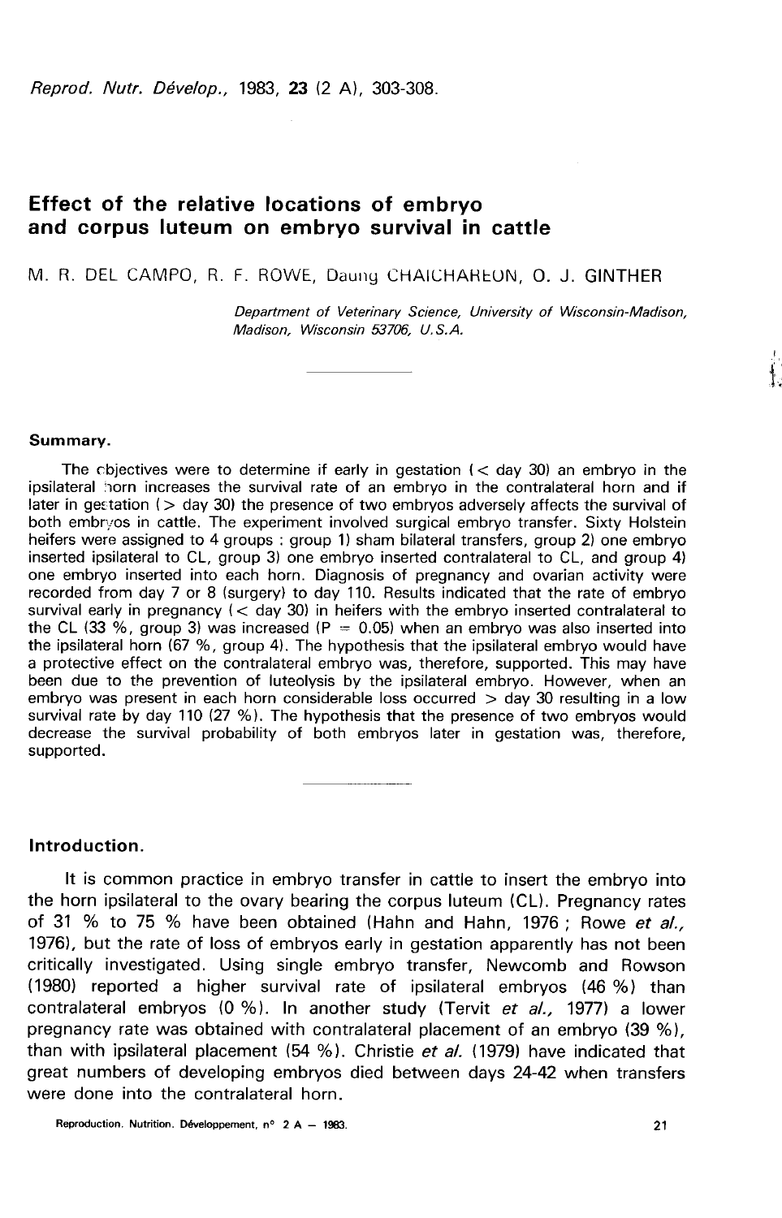# Effect of the relative locations of embryo and corpus luteum on embryo survival in cattle

M. R. DEL CAMPO, R. F. ROWE, Daung CHAICHAREON, O. J. GINTHER

*Department of Veterinary Science, University of Wisconsin-Madison, Madison, Wisconsin 53706, U.S.A.*

---

## Summary.

The objectives were to determine if early in gestation (< day 30) an embryo in the ipsilateral horn increases the survival rate of an embryo in the contralateral horn and if later in gestation (> day 30) the presence of two embryos adversely affects the survival of both embryos in cattle. The experiment involved surgical embryo transfer. Sixty Holstein heifers were assigned to 4 groups : group 1) sham bilateral transfers, group 2) one embryo inserted ipsilateral to CL, group 3) one embryo inserted contralateral to CL, and group 4) one embryo inserted into each horn. Diagnosis of pregnancy and ovarian activity were recorded from day 7 or 8 (surgery) to day 110. Results indicated that the rate of embryo survival early in pregnancy (< day 30) in heifers with the embryo inserted contralateral to the CL (33 %, group 3) was increased ($P = 0.05$) when an embryo was also inserted into the ipsilateral horn (67 %, group 4). The hypothesis that the ipsilateral embryo would have a protective effect on the contralateral embryo was, therefore, supported. This may have been due to the prevention of luteolysis by the ipsilateral embryo. However, when an embryo was present in each horn considerable loss occurred > day 30 resulting in a low survival rate by day 110 (27 %). The hypothesis that the presence of two embryos would decrease the survival probability of both embryos later in gestation was, therefore, supported.

---

## Introduction.

It is common practice in embryo transfer in cattle to insert the embryo into the horn ipsilateral to the ovary bearing the corpus luteum (CL). Pregnancy rates of 31 % to 75 % have been obtained (Hahn and Hahn, 1976 ; Rowe *et al.*, 1976), but the rate of loss of embryos early in gestation apparently has not been critically investigated. Using single embryo transfer, Newcomb and Rowson (1980) reported a higher survival rate of ipsilateral embryos (46 %) than contralateral embryos (0 %). In another study (Tervit *et al.*, 1977) a lower pregnancy rate was obtained with contralateral placement of an embryo (39 %), than with ipsilateral placement (54 %). Christie *et al.* (1979) have indicated that great numbers of developing embryos died between days 24-42 when transfers were done into the contralateral horn.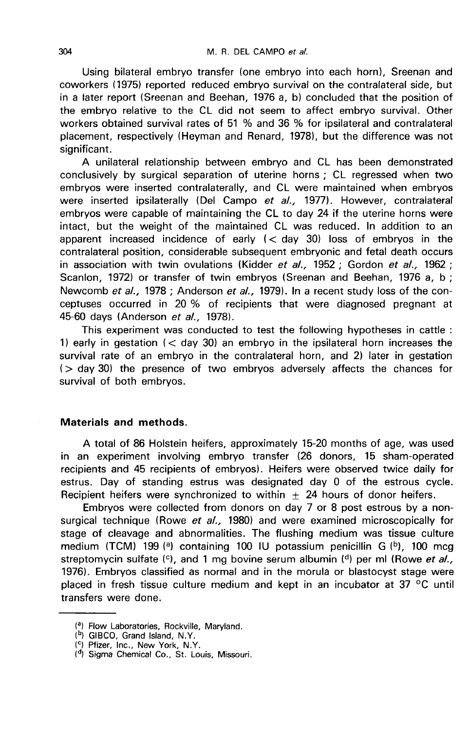Using bilateral embryo transfer (one embryo into each horn), Sreenan and coworkers (1975) reported reduced embryo survival on the contralateral side, but in a later report (Sreenan and Beehan, 1976 a, b) concluded that the position of the embryo relative to the CL did not seem to affect embryo survival. Other workers obtained survival rates of 51 % and 36 % for ipsilateral and contralateral placement, respectively (Heyman and Renard, 1978), but the difference was not significant.

A unilateral relationship between embryo and CL has been demonstrated conclusively by surgical separation of uterine horns ; CL regressed when two embryos were inserted contralaterally, and CL were maintained when embryos were inserted ipsilaterally (Del Campo *et al.,* 1977). However, contralateral embryos were capable of maintaining the CL to day 24 if the uterine horns were intact, but the weight of the maintained CL was reduced. In addition to an apparent increased incidence of early (< day 30) loss of embryos in the contralateral position, considerable subsequent embryonic and fetal death occurs in association with twin ovulations (Kidder *et al.,* 1952 ; Gordon *et al.,* 1962 ; Scanlon, 1972) or transfer of twin embryos (Sreenan and Beehan, 1976 a, b ; Newcomb *et al.,* 1978 ; Anderson *et al.,* 1979). In a recent study loss of the conceptuses occurred in 20 % of recipients that were diagnosed pregnant at 45-60 days (Anderson *et al.,* 1978).

This experiment was conducted to test the following hypotheses in cattle : 1) early in gestation (< day 30) an embryo in the ipsilateral horn increases the survival rate of an embryo in the contralateral horn, and 2) later in gestation (> day 30) the presence of two embryos adversely affects the chances for survival of both embryos.

## Materials and methods.

A total of 86 Holstein heifers, approximately 15-20 months of age, was used in an experiment involving embryo transfer (26 donors, 15 sham-operated recipients and 45 recipients of embryos). Heifers were observed twice daily for estrus. Day of standing estrus was designated day 0 of the estrous cycle. Recipient heifers were synchronized to within ± 24 hours of donor heifers.

Embryos were collected from donors on day 7 or 8 post estrous by a non-surgical technique (Rowe *et al.,* 1980) and were examined microscopically for stage of cleavage and abnormalities. The flushing medium was tissue culture medium (TCM) 199 [a] containing 100 IU potassium penicillin G [b], 100 mcg streptomycin sulfate [c], and 1 mg bovine serum albumin [d] per ml (Rowe *et al.,* 1976). Embryos classified as normal and in the morula or blastocyst stage were placed in fresh tissue culture medium and kept in an incubator at 37 °C until transfers were done.

---

[a] Flow Laboratories, Rockville, Maryland.
[b] GIBCO, Grand Island, N.Y.
[c] Pfizer, Inc., New York, N.Y.
[d] Sigma Chemical Co., St. Louis, Missouri.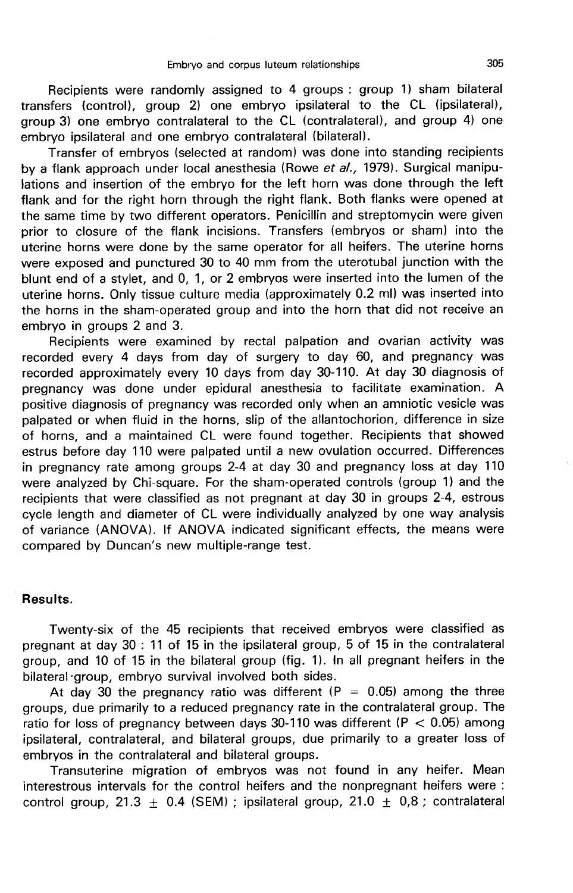Recipients were randomly assigned to 4 groups : group 1) sham bilateral transfers (control), group 2) one embryo ipsilateral to the CL (ipsilateral), group 3) one embryo contralateral to the CL (contralateral), and group 4) one embryo ipsilateral and one embryo contralateral (bilateral).

Transfer of embryos (selected at random) was done into standing recipients by a flank approach under local anesthesia (Rowe *et al.,* 1979). Surgical manipulations and insertion of the embryo for the left horn was done through the left flank and for the right horn through the right flank. Both flanks were opened at the same time by two different operators. Penicillin and streptomycin were given prior to closure of the flank incisions. Transfers (embryos or sham) into the uterine horns were done by the same operator for all heifers. The uterine horns were exposed and punctured 30 to 40 mm from the uterotubal junction with the blunt end of a stylet, and 0, 1, or 2 embryos were inserted into the lumen of the uterine horns. Only tissue culture media (approximately 0.2 ml) was inserted into the horns in the sham-operated group and into the horn that did not receive an embryo in groups 2 and 3.

Recipients were examined by rectal palpation and ovarian activity was recorded every 4 days from day of surgery to day 60, and pregnancy was recorded approximately every 10 days from day 30-110. At day 30 diagnosis of pregnancy was done under epidural anesthesia to facilitate examination. A positive diagnosis of pregnancy was recorded only when an amniotic vesicle was palpated or when fluid in the horns, slip of the allantochorion, difference in size of horns, and a maintained CL were found together. Recipients that showed estrus before day 110 were palpated until a new ovulation occurred. Differences in pregnancy rate among groups 2-4 at day 30 and pregnancy loss at day 110 were analyzed by Chi-square. For the sham-operated controls (group 1) and the recipients that were classified as not pregnant at day 30 in groups 2-4, estrous cycle length and diameter of CL were individually analyzed by one way analysis of variance (ANOVA). If ANOVA indicated significant effects, the means were compared by Duncan's new multiple-range test.

## Results.

Twenty-six of the 45 recipients that received embryos were classified as pregnant at day 30 : 11 of 15 in the ipsilateral group, 5 of 15 in the contralateral group, and 10 of 15 in the bilateral group (fig. 1). In all pregnant heifers in the bilateral-group, embryo survival involved both sides.

At day 30 the pregnancy ratio was different ($P = 0.05$) among the three groups, due primarily to a reduced pregnancy rate in the contralateral group. The ratio for loss of pregnancy between days 30-110 was different ($P < 0.05$) among ipsilateral, contralateral, and bilateral groups, due primarily to a greater loss of embryos in the contralateral and bilateral groups.

Transuterine migration of embryos was not found in any heifer. Mean interestrous intervals for the control heifers and the nonpregnant heifers were : control group, $21.3 \pm 0.4$ (SEM) ; ipsilateral group, $21.0 \pm 0,8$ ; contralateral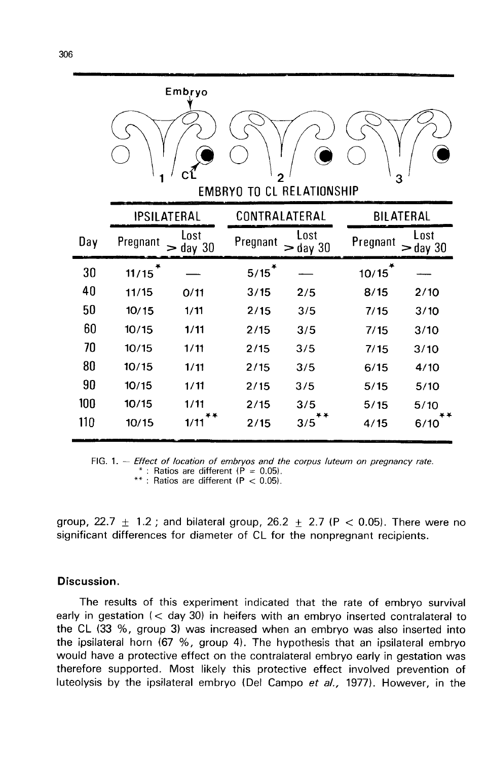Embryo

CL

1 2 3

EMBRYO TO CL RELATIONSHIP

| Day | IPSILATERAL Pregnant | IPSILATERAL Lost > day 30 | CONTRALATERAL Pregnant | CONTRALATERAL Lost > day 30 | BILATERAL Pregnant | BILATERAL Lost > day 30 |
|---|---|---|---|---|---|---|
| 30 | 11/15* | — | 5/15* | — | 10/15* | — |
| 40 | 11/15 | 0/11 | 3/15 | 2/5 | 8/15 | 2/10 |
| 50 | 10/15 | 1/11 | 2/15 | 3/5 | 7/15 | 3/10 |
| 60 | 10/15 | 1/11 | 2/15 | 3/5 | 7/15 | 3/10 |
| 70 | 10/15 | 1/11 | 2/15 | 3/5 | 7/15 | 3/10 |
| 80 | 10/15 | 1/11 | 2/15 | 3/5 | 6/15 | 4/10 |
| 90 | 10/15 | 1/11 | 2/15 | 3/5 | 5/15 | 5/10 |
| 100 | 10/15 | 1/11 | 2/15 | 3/5 | 5/15 | 5/10 |
| 110 | 10/15 | 1/11** | 2/15 | 3/5** | 4/15 | 6/10** |

FIG. 1. — *Effect of location of embryos and the corpus luteum on pregnancy rate.*
* : Ratios are different ($P = 0.05$).
** : Ratios are different ($P < 0.05$).

group, $22.7 \pm 1.2$ ; and bilateral group, $26.2 \pm 2.7$ ($P < 0.05$). There were no significant differences for diameter of CL for the nonpregnant recipients.

## Discussion.

The results of this experiment indicated that the rate of embryo survival early in gestation (< day 30) in heifers with an embryo inserted contralateral to the CL (33 %, group 3) was increased when an embryo was also inserted into the ipsilateral horn (67 %, group 4). The hypothesis that an ipsilateral embryo would have a protective effect on the contralateral embryo early in gestation was therefore supported. Most likely this protective effect involved prevention of luteolysis by the ipsilateral embryo (Del Campo *et al.*, 1977). However, in the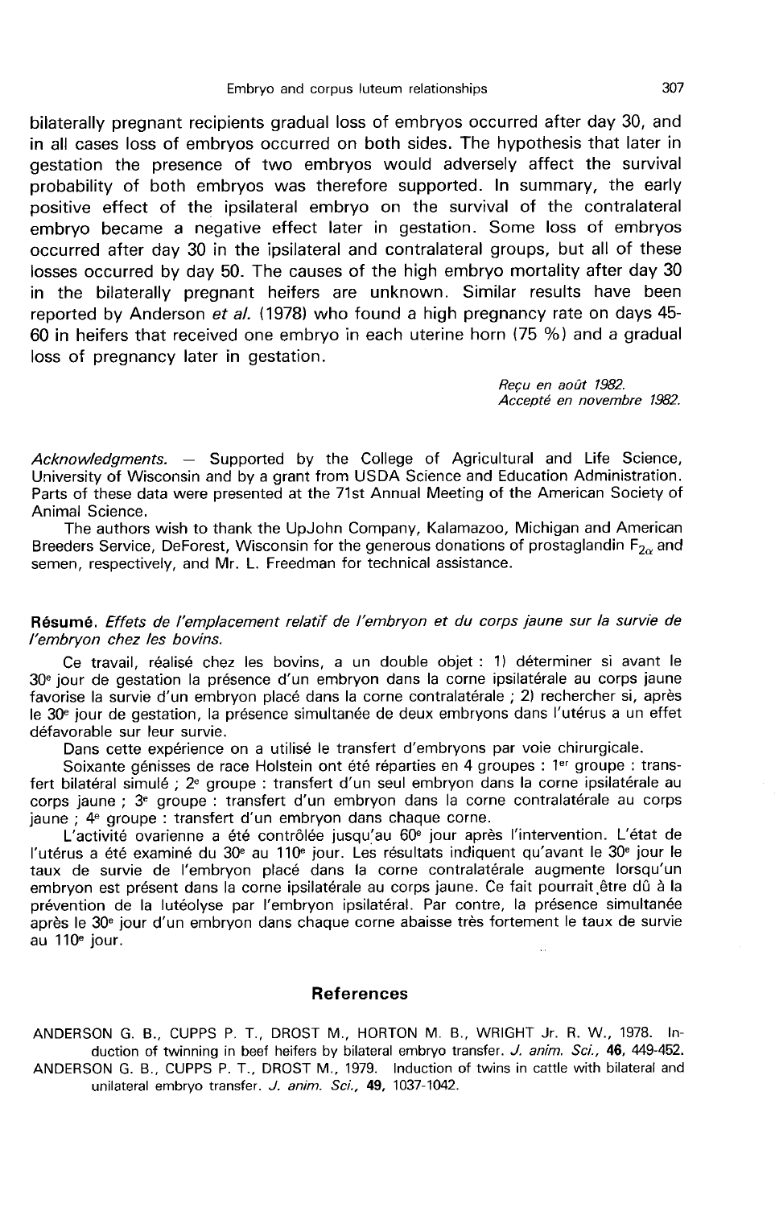bilaterally pregnant recipients gradual loss of embryos occurred after day 30, and in all cases loss of embryos occurred on both sides. The hypothesis that later in gestation the presence of two embryos would adversely affect the survival probability of both embryos was therefore supported. In summary, the early positive effect of the ipsilateral embryo on the survival of the contralateral embryo became a negative effect later in gestation. Some loss of embryos occurred after day 30 in the ipsilateral and contralateral groups, but all of these losses occurred by day 50. The causes of the high embryo mortality after day 30 in the bilaterally pregnant heifers are unknown. Similar results have been reported by Anderson *et al.* (1978) who found a high pregnancy rate on days 45-60 in heifers that received one embryo in each uterine horn (75 %) and a gradual loss of pregnancy later in gestation.

*Reçu en août 1982.*
*Accepté en novembre 1982.*

*Acknowledgments.* — Supported by the College of Agricultural and Life Science, University of Wisconsin and by a grant from USDA Science and Education Administration. Parts of these data were presented at the 71st Annual Meeting of the American Society of Animal Science.

The authors wish to thank the UpJohn Company, Kalamazoo, Michigan and American Breeders Service, DeForest, Wisconsin for the generous donations of prostaglandin $F_{2\alpha}$ and semen, respectively, and Mr. L. Freedman for technical assistance.

**Résumé.** *Effets de l'emplacement relatif de l'embryon et du corps jaune sur la survie de l'embryon chez les bovins.*

Ce travail, réalisé chez les bovins, a un double objet : 1) déterminer si avant le 30e jour de gestation la présence d'un embryon dans la corne ipsilatérale au corps jaune favorise la survie d'un embryon placé dans la corne contralatérale ; 2) rechercher si, après le 30e jour de gestation, la présence simultanée de deux embryons dans l'utérus a un effet défavorable sur leur survie.

Dans cette expérience on a utilisé le transfert d'embryons par voie chirurgicale.

Soixante génisses de race Holstein ont été réparties en 4 groupes : 1er groupe : transfert bilatéral simulé ; 2e groupe : transfert d'un seul embryon dans la corne ipsilatérale au corps jaune ; 3e groupe : transfert d'un embryon dans la corne contralatérale au corps jaune ; 4e groupe : transfert d'un embryon dans chaque corne.

L'activité ovarienne a été contrôlée jusqu'au 60e jour après l'intervention. L'état de l'utérus a été examiné du 30e au 110e jour. Les résultats indiquent qu'avant le 30e jour le taux de survie de l'embryon placé dans la corne contralatérale augmente lorsqu'un embryon est présent dans la corne ipsilatérale au corps jaune. Ce fait pourrait être dû à la prévention de la lutéolyse par l'embryon ipsilatéral. Par contre, la présence simultanée après le 30e jour d'un embryon dans chaque corne abaisse très fortement le taux de survie au 110e jour.

## References

ANDERSON G. B., CUPPS P. T., DROST M., HORTON M. B., WRIGHT Jr. R. W., 1978. Induction of twinning in beef heifers by bilateral embryo transfer. *J. anim. Sci.*, **46**, 449-452.

ANDERSON G. B., CUPPS P. T., DROST M., 1979. Induction of twins in cattle with bilateral and unilateral embryo transfer. *J. anim. Sci.*, **49**, 1037-1042.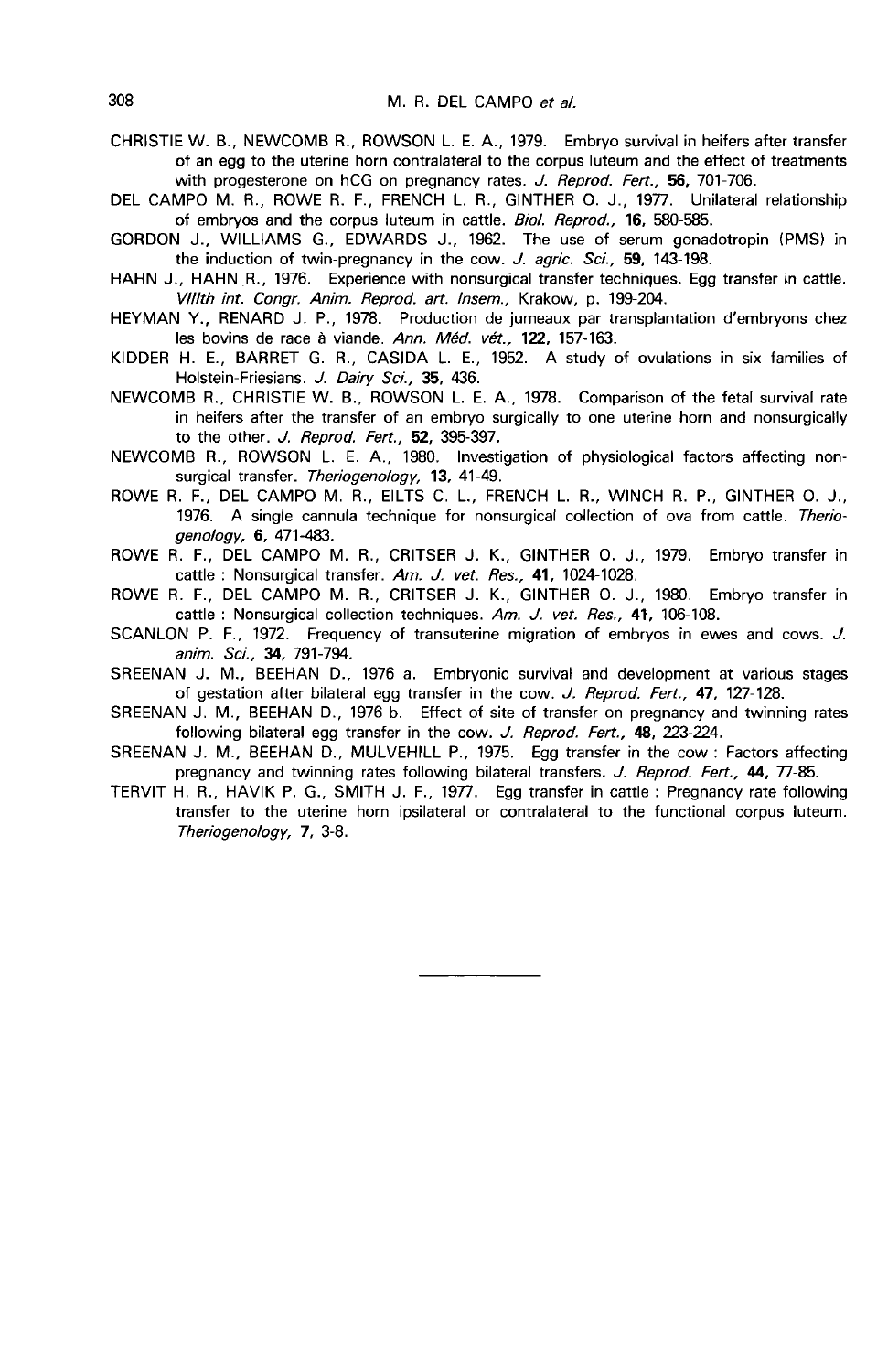CHRISTIE W. B., NEWCOMB R., ROWSON L. E. A., 1979. Embryo survival in heifers after transfer of an egg to the uterine horn contralateral to the corpus luteum and the effect of treatments with progesterone on hCG on pregnancy rates. *J. Reprod. Fert.*, **56**, 701-706.

DEL CAMPO M. R., ROWE R. F., FRENCH L. R., GINTHER O. J., 1977. Unilateral relationship of embryos and the corpus luteum in cattle. *Biol. Reprod.*, **16**, 580-585.

GORDON J., WILLIAMS G., EDWARDS J., 1962. The use of serum gonadotropin (PMS) in the induction of twin-pregnancy in the cow. *J. agric. Sci.*, **59**, 143-198.

HAHN J., HAHN R., 1976. Experience with nonsurgical transfer techniques. Egg transfer in cattle. *VIIIth int. Congr. Anim. Reprod. art. Insem.*, Krakow, p. 199-204.

HEYMAN Y., RENARD J. P., 1978. Production de jumeaux par transplantation d'embryons chez les bovins de race à viande. *Ann. Méd. vét.*, **122**, 157-163.

KIDDER H. E., BARRET G. R., CASIDA L. E., 1952. A study of ovulations in six families of Holstein-Friesians. *J. Dairy Sci.*, **35**, 436.

NEWCOMB R., CHRISTIE W. B., ROWSON L. E. A., 1978. Comparison of the fetal survival rate in heifers after the transfer of an embryo surgically to one uterine horn and nonsurgically to the other. *J. Reprod. Fert.*, **52**, 395-397.

NEWCOMB R., ROWSON L. E. A., 1980. Investigation of physiological factors affecting non-surgical transfer. *Theriogenology*, **13**, 41-49.

ROWE R. F., DEL CAMPO M. R., EILTS C. L., FRENCH L. R., WINCH R. P., GINTHER O. J., 1976. A single cannula technique for nonsurgical collection of ova from cattle. *Theriogenology*, **6**, 471-483.

ROWE R. F., DEL CAMPO M. R., CRITSER J. K., GINTHER O. J., 1979. Embryo transfer in cattle : Nonsurgical transfer. *Am. J. vet. Res.*, **41**, 1024-1028.

ROWE R. F., DEL CAMPO M. R., CRITSER J. K., GINTHER O. J., 1980. Embryo transfer in cattle : Nonsurgical collection techniques. *Am. J. vet. Res.*, **41**, 106-108.

SCANLON P. F., 1972. Frequency of transuterine migration of embryos in ewes and cows. *J. anim. Sci.*, **34**, 791-794.

SREENAN J. M., BEEHAN D., 1976 a. Embryonic survival and development at various stages of gestation after bilateral egg transfer in the cow. *J. Reprod. Fert.*, **47**, 127-128.

SREENAN J. M., BEEHAN D., 1976 b. Effect of site of transfer on pregnancy and twinning rates following bilateral egg transfer in the cow. *J. Reprod. Fert.*, **48**, 223-224.

SREENAN J. M., BEEHAN D., MULVEHILL P., 1975. Egg transfer in the cow : Factors affecting pregnancy and twinning rates following bilateral transfers. *J. Reprod. Fert.*, **44**, 77-85.

TERVIT H. R., HAVIK P. G., SMITH J. F., 1977. Egg transfer in cattle : Pregnancy rate following transfer to the uterine horn ipsilateral or contralateral to the functional corpus luteum. *Theriogenology*, **7**, 3-8.